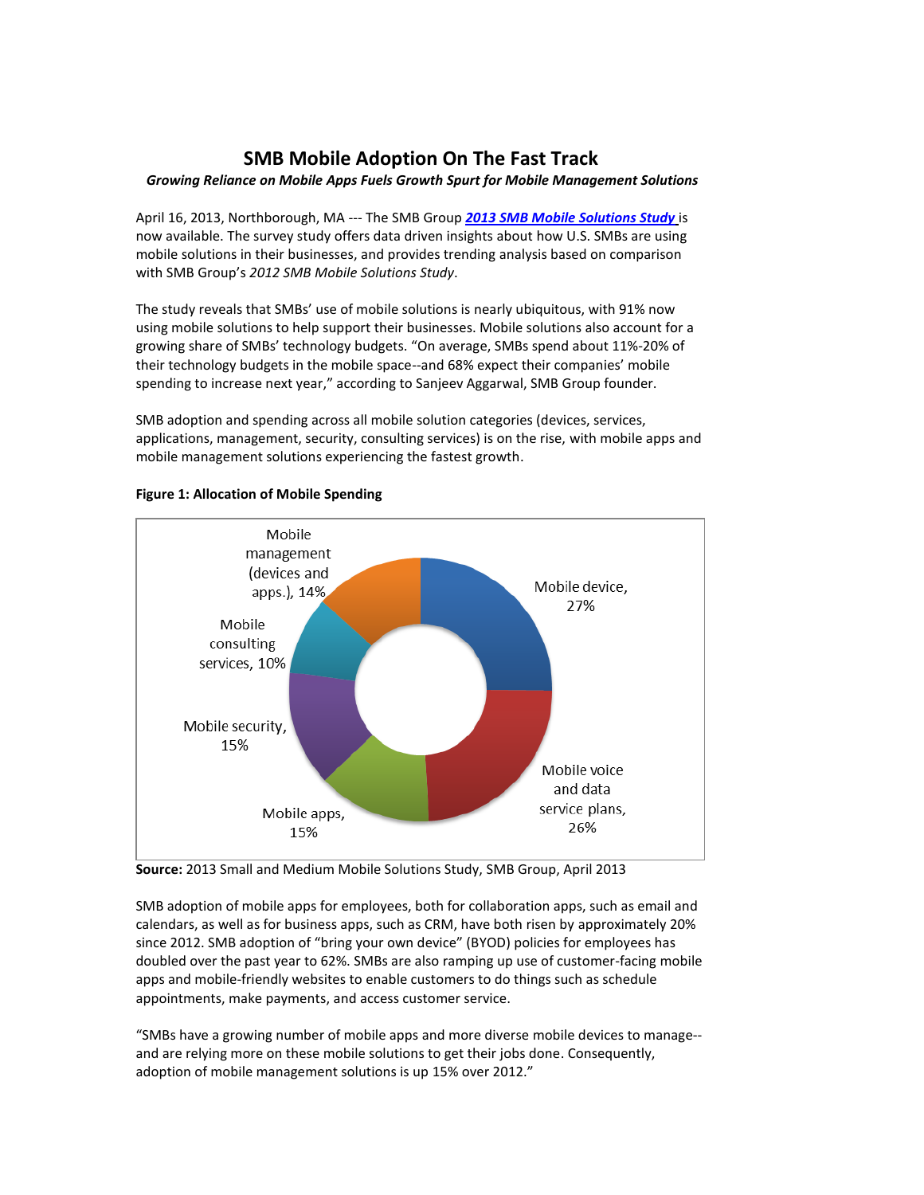# SMB Mobile Adoption On The Fast Track

***Growing Reliance on Mobile Apps Fuels Growth Spurt for Mobile Management Solutions***

April 16, 2013, Northborough, MA --- The SMB Group ***2013 SMB Mobile Solutions Study*** is now available. The survey study offers data driven insights about how U.S. SMBs are using mobile solutions in their businesses, and provides trending analysis based on comparison with SMB Group's *2012 SMB Mobile Solutions Study*.

The study reveals that SMBs' use of mobile solutions is nearly ubiquitous, with 91% now using mobile solutions to help support their businesses. Mobile solutions also account for a growing share of SMBs' technology budgets. "On average, SMBs spend about 11%-20% of their technology budgets in the mobile space--and 68% expect their companies' mobile spending to increase next year," according to Sanjeev Aggarwal, SMB Group founder.

SMB adoption and spending across all mobile solution categories (devices, services, applications, management, security, consulting services) is on the rise, with mobile apps and mobile management solutions experiencing the fastest growth.

**Figure 1: Allocation of Mobile Spending**

| Category | Share |
| --- | --- |
| Mobile device | 27% |
| Mobile voice and data service plans | 26% |
| Mobile apps | 15% |
| Mobile security | 15% |
| Mobile consulting services | 10% |
| Mobile management (devices and apps.) | 14% |

**Source:** 2013 Small and Medium Mobile Solutions Study, SMB Group, April 2013

SMB adoption of mobile apps for employees, both for collaboration apps, such as email and calendars, as well as for business apps, such as CRM, have both risen by approximately 20% since 2012. SMB adoption of "bring your own device" (BYOD) policies for employees has doubled over the past year to 62%. SMBs are also ramping up use of customer-facing mobile apps and mobile-friendly websites to enable customers to do things such as schedule appointments, make payments, and access customer service.

"SMBs have a growing number of mobile apps and more diverse mobile devices to manage--and are relying more on these mobile solutions to get their jobs done. Consequently, adoption of mobile management solutions is up 15% over 2012."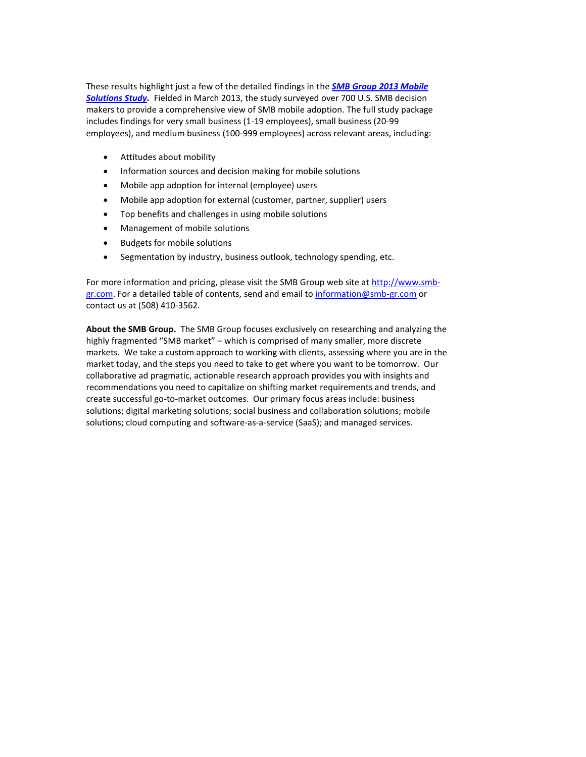These results highlight just a few of the detailed findings in the ***SMB Group 2013 Mobile Solutions Study***. Fielded in March 2013, the study surveyed over 700 U.S. SMB decision makers to provide a comprehensive view of SMB mobile adoption. The full study package includes findings for very small business (1-19 employees), small business (20-99 employees), and medium business (100-999 employees) across relevant areas, including:

- Attitudes about mobility
- Information sources and decision making for mobile solutions
- Mobile app adoption for internal (employee) users
- Mobile app adoption for external (customer, partner, supplier) users
- Top benefits and challenges in using mobile solutions
- Management of mobile solutions
- Budgets for mobile solutions
- Segmentation by industry, business outlook, technology spending, etc.

For more information and pricing, please visit the SMB Group web site at http://www.smb-gr.com. For a detailed table of contents, send and email to information@smb-gr.com or contact us at (508) 410-3562.

**About the SMB Group.** The SMB Group focuses exclusively on researching and analyzing the highly fragmented "SMB market" – which is comprised of many smaller, more discrete markets. We take a custom approach to working with clients, assessing where you are in the market today, and the steps you need to take to get where you want to be tomorrow. Our collaborative ad pragmatic, actionable research approach provides you with insights and recommendations you need to capitalize on shifting market requirements and trends, and create successful go-to-market outcomes. Our primary focus areas include: business solutions; digital marketing solutions; social business and collaboration solutions; mobile solutions; cloud computing and software-as-a-service (SaaS); and managed services.